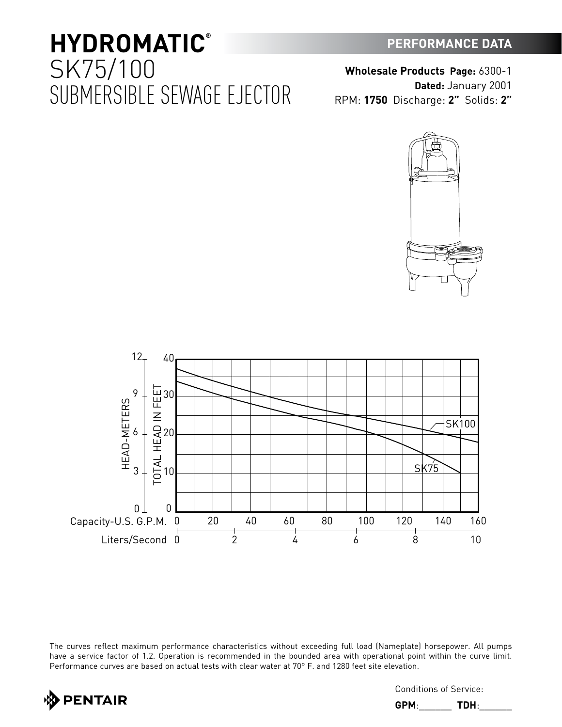# HYDROMATIC®

# SK75/100 SUBMERSIBLE SEWAGE EJECTOR

**PERFORMANCE DATA**

**Wholesale Products Page:** 6300-1
**Dated:** January 2001
RPM: **1750** Discharge: **2"** Solids: **2"**

The curves reflect maximum performance characteristics without exceeding full load (Nameplate) horsepower. All pumps have a service factor of 1.2. Operation is recommended in the bounded area with operational point within the curve limit. Performance curves are based on actual tests with clear water at 70° F. and 1280 feet site elevation.

PENTAIR

Conditions of Service:

**GPM**:_______ **TDH**:_______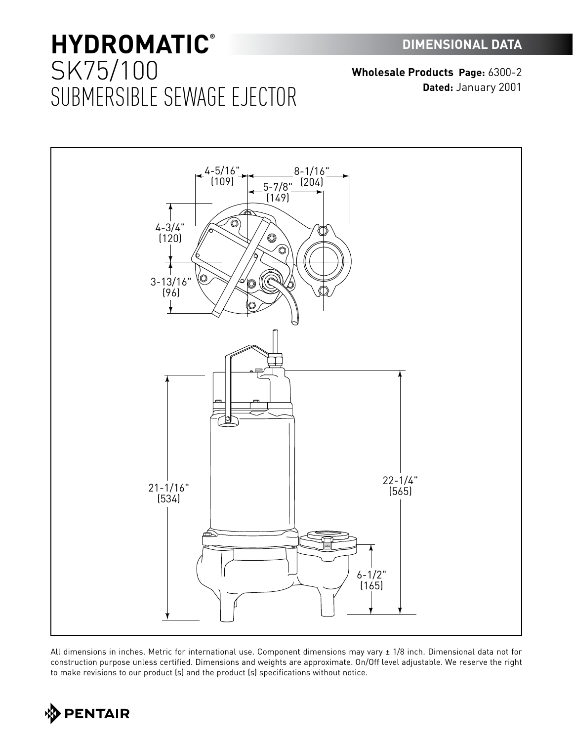# HYDROMATIC®
# SK75/100
# SUBMERSIBLE SEWAGE EJECTOR

**DIMENSIONAL DATA**

**Wholesale Products Page:** 6300-2
**Dated:** January 2001

4-5/16" (109)
8-1/16" (204)
5-7/8" (149)
4-3/4" (120)
3-13/16" (96)
21-1/16" (534)
22-1/4" (565)
6-1/2" (165)

All dimensions in inches. Metric for international use. Component dimensions may vary ± 1/8 inch. Dimensional data not for construction purpose unless certified. Dimensions and weights are approximate. On/Off level adjustable. We reserve the right to make revisions to our product (s) and the product (s) specifications without notice.

PENTAIR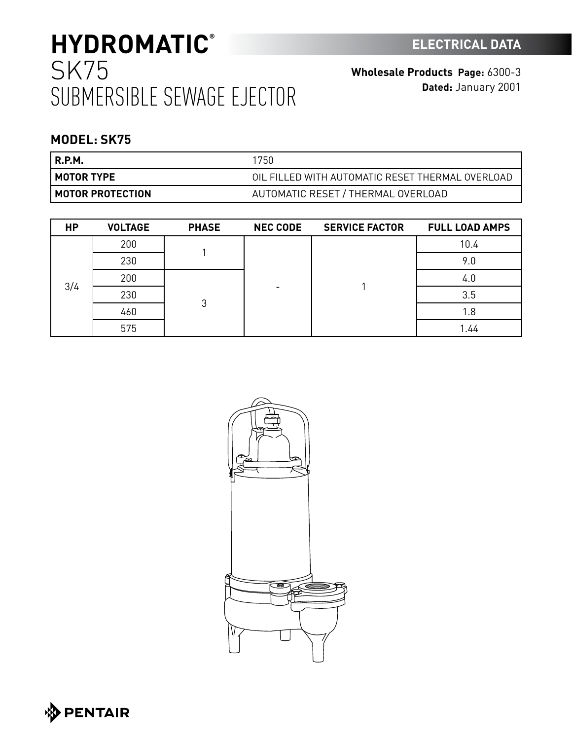# HYDROMATIC®
## SK75
## SUBMERSIBLE SEWAGE EJECTOR

**ELECTRICAL DATA**

**Wholesale Products Page:** 6300-3
**Dated:** January 2001

### MODEL: SK75

| | |
|---|---|
| **R.P.M.** | 1750 |
| **MOTOR TYPE** | OIL FILLED WITH AUTOMATIC RESET THERMAL OVERLOAD |
| **MOTOR PROTECTION** | AUTOMATIC RESET / THERMAL OVERLOAD |

| HP | VOLTAGE | PHASE | NEC CODE | SERVICE FACTOR | FULL LOAD AMPS |
|---|---|---|---|---|---|
| 3/4 | 200 | 1 | - | 1 | 10.4 |
| | 230 | | | | 9.0 |
| | 200 | 3 | | | 4.0 |
| | 230 | | | | 3.5 |
| | 460 | | | | 1.8 |
| | 575 | | | | 1.44 |

PENTAIR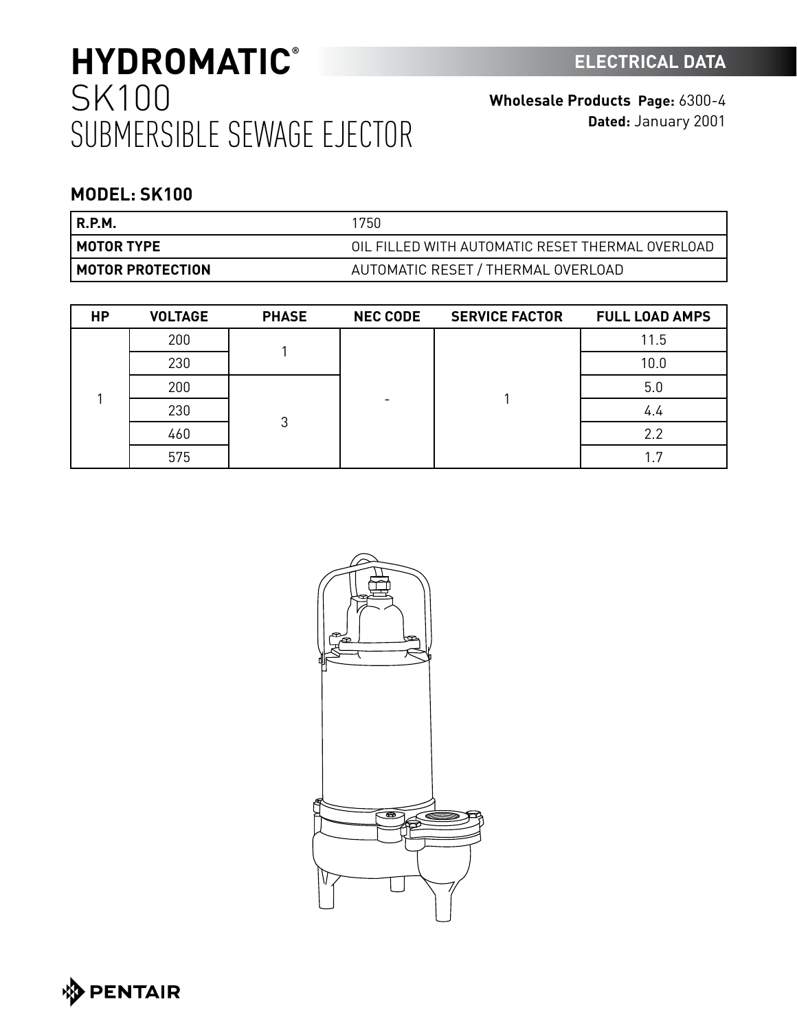# HYDROMATIC®
## SK100
## SUBMERSIBLE SEWAGE EJECTOR

**ELECTRICAL DATA**

**Wholesale Products Page:** 6300-4
**Dated:** January 2001

### MODEL: SK100

| | |
|---|---|
| **R.P.M.** | 1750 |
| **MOTOR TYPE** | OIL FILLED WITH AUTOMATIC RESET THERMAL OVERLOAD |
| **MOTOR PROTECTION** | AUTOMATIC RESET / THERMAL OVERLOAD |

| HP | VOLTAGE | PHASE | NEC CODE | SERVICE FACTOR | FULL LOAD AMPS |
|---|---|---|---|---|---|
| 1 | 200 | 1 | - | 1 | 11.5 |
| | 230 | | | | 10.0 |
| | 200 | 3 | | | 5.0 |
| | 230 | | | | 4.4 |
| | 460 | | | | 2.2 |
| | 575 | | | | 1.7 |

PENTAIR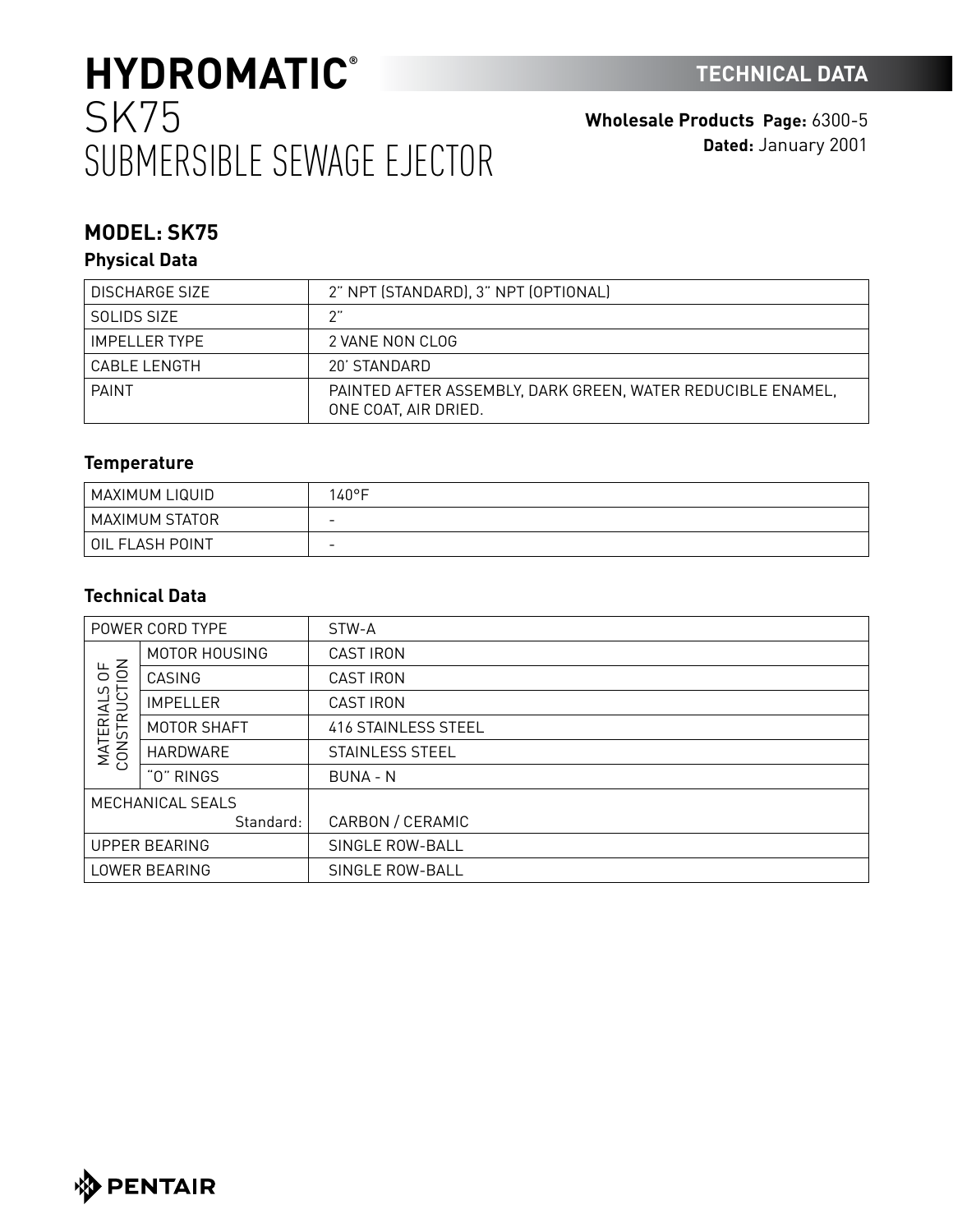# HYDROMATIC®
# SK75
# SUBMERSIBLE SEWAGE EJECTOR

**TECHNICAL DATA**

**Wholesale Products** **Page:** 6300-5
**Dated:** January 2001

## MODEL: SK75

### Physical Data

| | |
|---|---|
| DISCHARGE SIZE | 2" NPT (STANDARD), 3" NPT (OPTIONAL) |
| SOLIDS SIZE | 2" |
| IMPELLER TYPE | 2 VANE NON CLOG |
| CABLE LENGTH | 20' STANDARD |
| PAINT | PAINTED AFTER ASSEMBLY, DARK GREEN, WATER REDUCIBLE ENAMEL, ONE COAT, AIR DRIED. |

### Temperature

| | |
|---|---|
| MAXIMUM LIQUID | 140°F |
| MAXIMUM STATOR | - |
| OIL FLASH POINT | - |

### Technical Data

| | | |
|---|---|---|
| POWER CORD TYPE | | STW-A |
| MATERIALS OF CONSTRUCTION | MOTOR HOUSING | CAST IRON |
| | CASING | CAST IRON |
| | IMPELLER | CAST IRON |
| | MOTOR SHAFT | 416 STAINLESS STEEL |
| | HARDWARE | STAINLESS STEEL |
| | "O" RINGS | BUNA - N |
| MECHANICAL SEALS | Standard: | CARBON / CERAMIC |
| UPPER BEARING | | SINGLE ROW-BALL |
| LOWER BEARING | | SINGLE ROW-BALL |

PENTAIR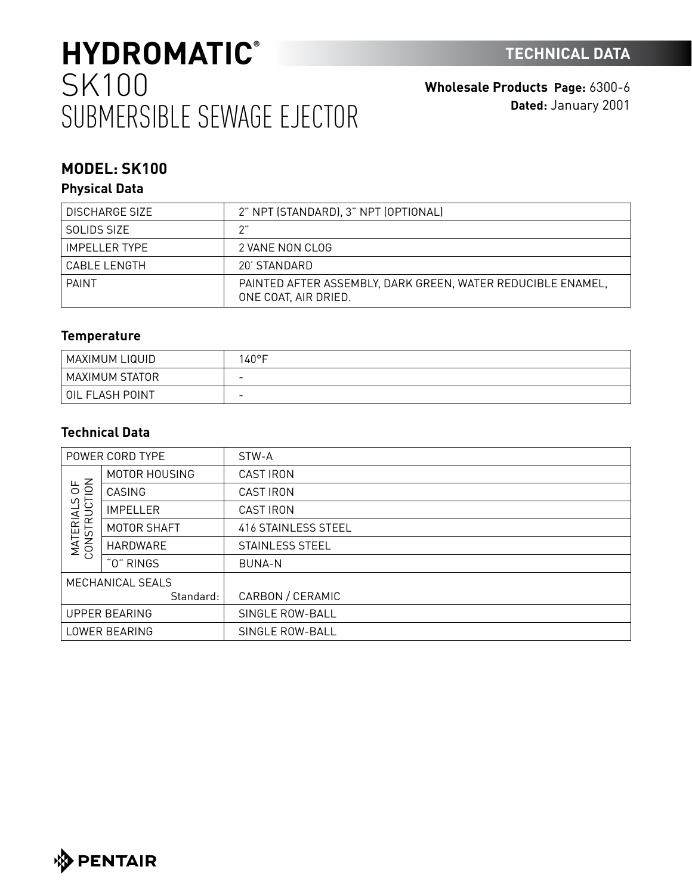# HYDROMATIC®
# SK100
# SUBMERSIBLE SEWAGE EJECTOR

**TECHNICAL DATA**

**Wholesale Products Page:** 6300-6
**Dated:** January 2001

## MODEL: SK100

### Physical Data

| | |
|---|---|
| DISCHARGE SIZE | 2" NPT (STANDARD), 3" NPT (OPTIONAL) |
| SOLIDS SIZE | 2" |
| IMPELLER TYPE | 2 VANE NON CLOG |
| CABLE LENGTH | 20' STANDARD |
| PAINT | PAINTED AFTER ASSEMBLY, DARK GREEN, WATER REDUCIBLE ENAMEL, ONE COAT, AIR DRIED. |

### Temperature

| | |
|---|---|
| MAXIMUM LIQUID | 140°F |
| MAXIMUM STATOR | - |
| OIL FLASH POINT | - |

### Technical Data

| | | |
|---|---|---|
| POWER CORD TYPE | | STW-A |
| MATERIALS OF CONSTRUCTION | MOTOR HOUSING | CAST IRON |
| | CASING | CAST IRON |
| | IMPELLER | CAST IRON |
| | MOTOR SHAFT | 416 STAINLESS STEEL |
| | HARDWARE | STAINLESS STEEL |
| | "O" RINGS | BUNA-N |
| MECHANICAL SEALS Standard: | | CARBON / CERAMIC |
| UPPER BEARING | | SINGLE ROW-BALL |
| LOWER BEARING | | SINGLE ROW-BALL |

PENTAIR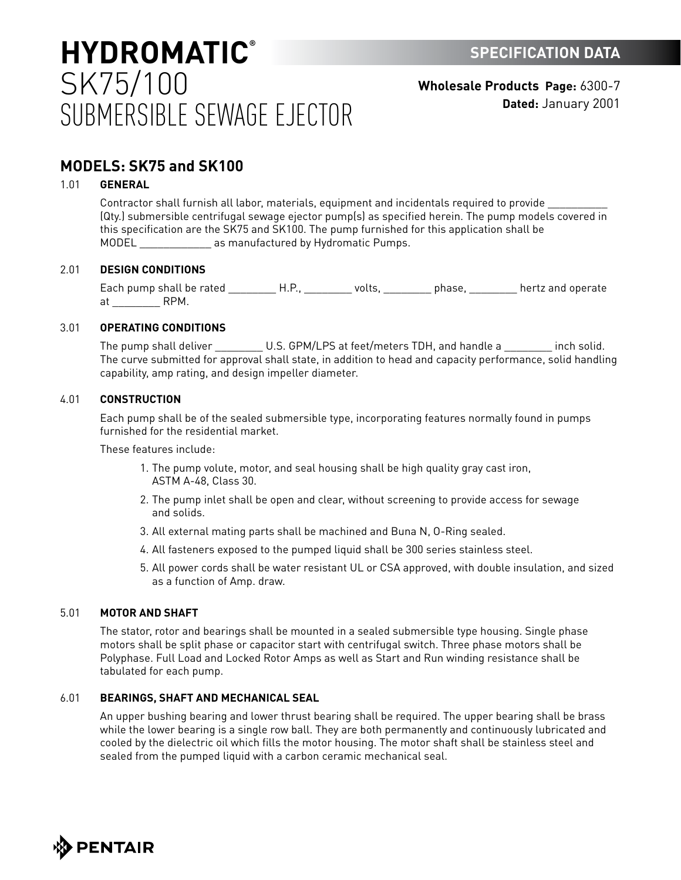# HYDROMATIC®
# SK75/100
# SUBMERSIBLE SEWAGE EJECTOR

**SPECIFICATION DATA**

**Wholesale Products Page:** 6300-7
**Dated:** January 2001

## MODELS: SK75 and SK100

### 1.01 GENERAL

Contractor shall furnish all labor, materials, equipment and incidentals required to provide __________ (Qty.) submersible centrifugal sewage ejector pump(s) as specified herein. The pump models covered in this specification are the SK75 and SK100. The pump furnished for this application shall be MODEL ____________ as manufactured by Hydromatic Pumps.

### 2.01 DESIGN CONDITIONS

Each pump shall be rated ________ H.P., ________ volts, ________ phase, ________ hertz and operate at ________ RPM.

### 3.01 OPERATING CONDITIONS

The pump shall deliver ________ U.S. GPM/LPS at feet/meters TDH, and handle a ________ inch solid. The curve submitted for approval shall state, in addition to head and capacity performance, solid handling capability, amp rating, and design impeller diameter.

### 4.01 CONSTRUCTION

Each pump shall be of the sealed submersible type, incorporating features normally found in pumps furnished for the residential market.

These features include:

1. The pump volute, motor, and seal housing shall be high quality gray cast iron, ASTM A-48, Class 30.
2. The pump inlet shall be open and clear, without screening to provide access for sewage and solids.
3. All external mating parts shall be machined and Buna N, O-Ring sealed.
4. All fasteners exposed to the pumped liquid shall be 300 series stainless steel.
5. All power cords shall be water resistant UL or CSA approved, with double insulation, and sized as a function of Amp. draw.

### 5.01 MOTOR AND SHAFT

The stator, rotor and bearings shall be mounted in a sealed submersible type housing. Single phase motors shall be split phase or capacitor start with centrifugal switch. Three phase motors shall be Polyphase. Full Load and Locked Rotor Amps as well as Start and Run winding resistance shall be tabulated for each pump.

### 6.01 BEARINGS, SHAFT AND MECHANICAL SEAL

An upper bushing bearing and lower thrust bearing shall be required. The upper bearing shall be brass while the lower bearing is a single row ball. They are both permanently and continuously lubricated and cooled by the dielectric oil which fills the motor housing. The motor shaft shall be stainless steel and sealed from the pumped liquid with a carbon ceramic mechanical seal.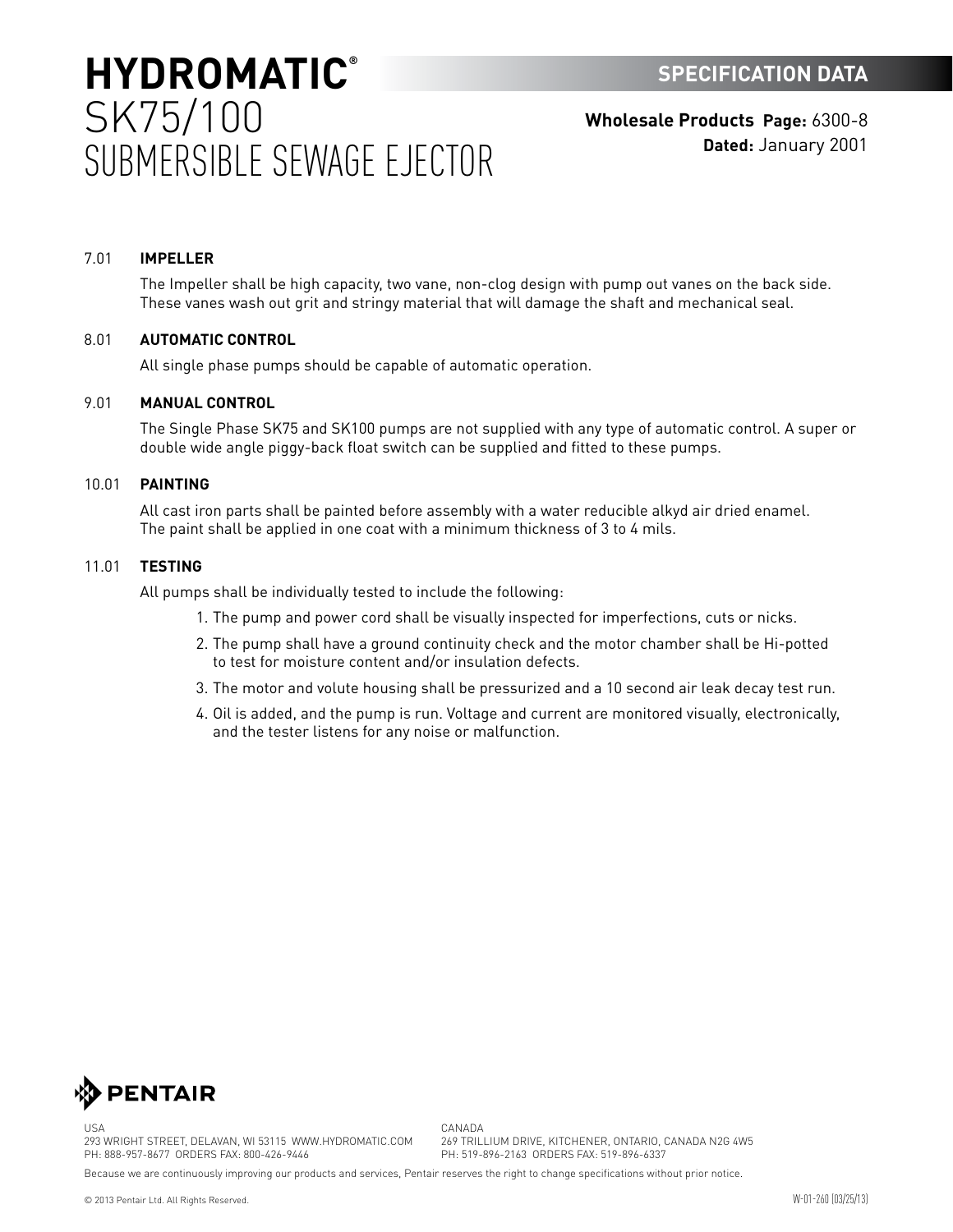# HYDROMATIC®
# SK75/100
# SUBMERSIBLE SEWAGE EJECTOR

**SPECIFICATION DATA**

**Wholesale Products Page:** 6300-8
**Dated:** January 2001

7.01 **IMPELLER**

The Impeller shall be high capacity, two vane, non-clog design with pump out vanes on the back side. These vanes wash out grit and stringy material that will damage the shaft and mechanical seal.

8.01 **AUTOMATIC CONTROL**

All single phase pumps should be capable of automatic operation.

9.01 **MANUAL CONTROL**

The Single Phase SK75 and SK100 pumps are not supplied with any type of automatic control. A super or double wide angle piggy-back float switch can be supplied and fitted to these pumps.

10.01 **PAINTING**

All cast iron parts shall be painted before assembly with a water reducible alkyd air dried enamel. The paint shall be applied in one coat with a minimum thickness of 3 to 4 mils.

11.01 **TESTING**

All pumps shall be individually tested to include the following:

1. The pump and power cord shall be visually inspected for imperfections, cuts or nicks.
2. The pump shall have a ground continuity check and the motor chamber shall be Hi-potted to test for moisture content and/or insulation defects.
3. The motor and volute housing shall be pressurized and a 10 second air leak decay test run.
4. Oil is added, and the pump is run. Voltage and current are monitored visually, electronically, and the tester listens for any noise or malfunction.

PENTAIR

USA
293 WRIGHT STREET, DELAVAN, WI 53115 WWW.HYDROMATIC.COM
PH: 888-957-8677 ORDERS FAX: 800-426-9446

CANADA
269 TRILLIUM DRIVE, KITCHENER, ONTARIO, CANADA N2G 4W5
PH: 519-896-2163 ORDERS FAX: 519-896-6337

Because we are continuously improving our products and services, Pentair reserves the right to change specifications without prior notice.

© 2013 Pentair Ltd. All Rights Reserved.

W-01-260 (03/25/13)